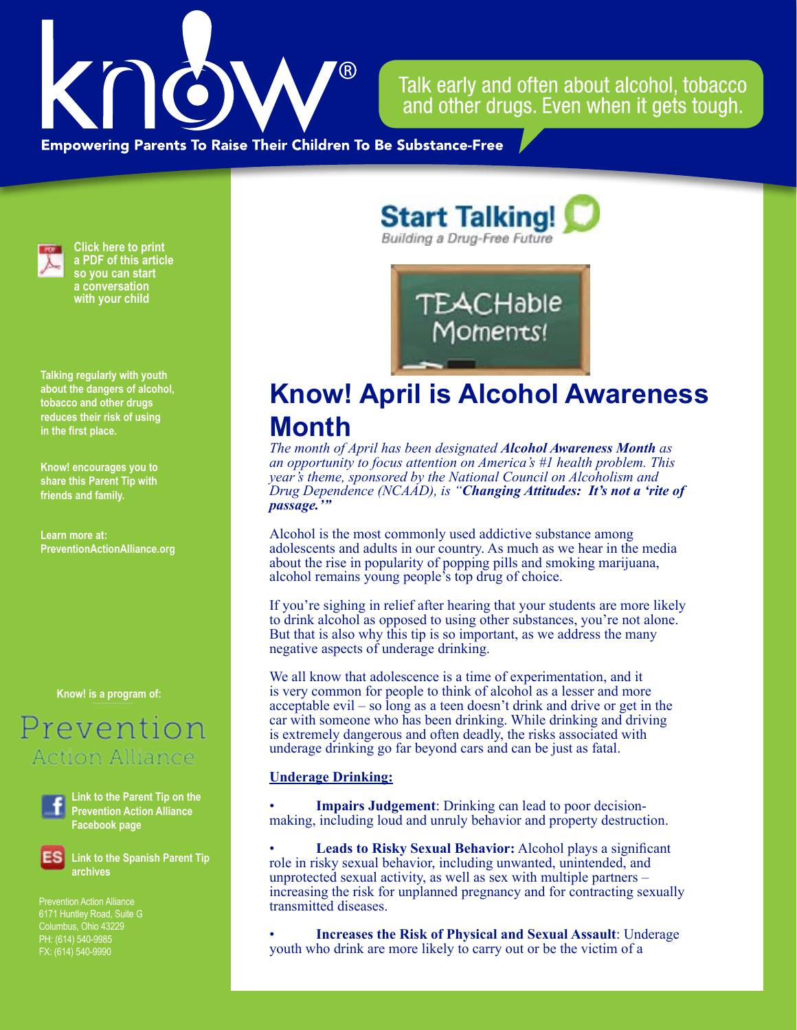Talk early and often about alcohol, tobacco and other drugs. Even when it gets tough.

**Empowering Parents To Raise Their Children To Be Substance-Free**

Click here to print a PDF of this article so you can start a conversation with your child

**Talking regularly with youth about the dangers of alcohol, tobacco and other drugs reduces their risk of using in the first place.**

**Know! encourages you to share this Parent Tip with friends and family.**

**Learn more at: PreventionActionAlliance.org**

**Know! is a program of:**

Prevention Action Alliance

Link to the Parent Tip on the Prevention Action Alliance Facebook page

Link to the Spanish Parent Tip archives

Prevention Action Alliance
6171 Huntley Road, Suite G
Columbus, Ohio 43229
PH: (614) 540-9985
FX: (614) 540-9990

**Start Talking!** Building a Drug-Free Future

TEACHable Moments!

# Know! April is Alcohol Awareness Month

*The month of April has been designated **Alcohol Awareness Month** as an opportunity to focus attention on America's #1 health problem. This year's theme, sponsored by the National Council on Alcoholism and Drug Dependence (NCAAD), is "**Changing Attitudes: It's not a 'rite of passage.'**"*

Alcohol is the most commonly used addictive substance among adolescents and adults in our country. As much as we hear in the media about the rise in popularity of popping pills and smoking marijuana, alcohol remains young people's top drug of choice.

If you're sighing in relief after hearing that your students are more likely to drink alcohol as opposed to using other substances, you're not alone. But that is also why this tip is so important, as we address the many negative aspects of underage drinking.

We all know that adolescence is a time of experimentation, and it is very common for people to think of alcohol as a lesser and more acceptable evil – so long as a teen doesn't drink and drive or get in the car with someone who has been drinking. While drinking and driving is extremely dangerous and often deadly, the risks associated with underage drinking go far beyond cars and can be just as fatal.

**Underage Drinking:**

- **Impairs Judgement**: Drinking can lead to poor decision-making, including loud and unruly behavior and property destruction.

- **Leads to Risky Sexual Behavior:** Alcohol plays a significant role in risky sexual behavior, including unwanted, unintended, and unprotected sexual activity, as well as sex with multiple partners – increasing the risk for unplanned pregnancy and for contracting sexually transmitted diseases.

- **Increases the Risk of Physical and Sexual Assault**: Underage youth who drink are more likely to carry out or be the victim of a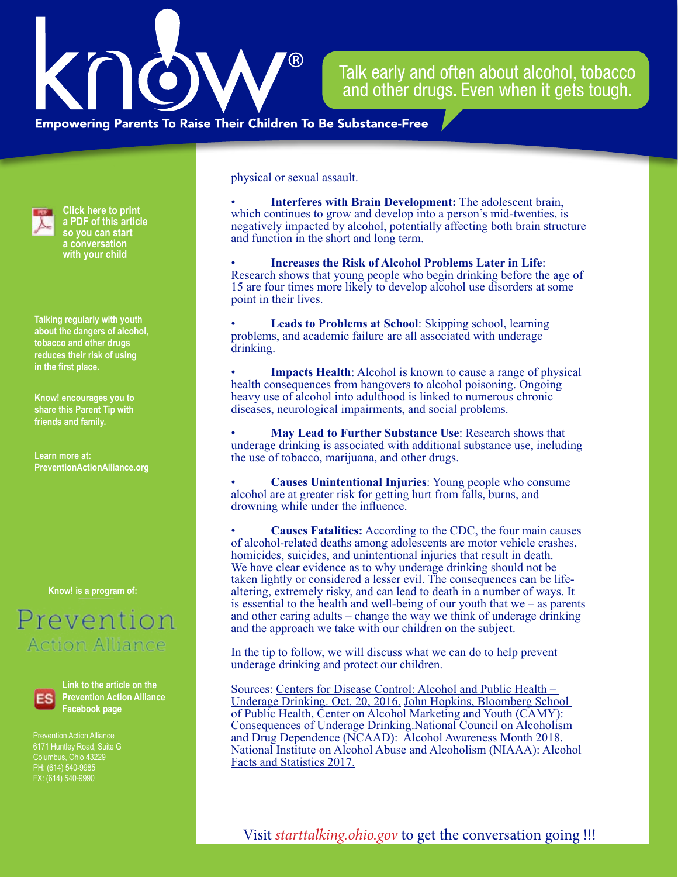# know®

Talk early and often about alcohol, tobacco and other drugs. Even when it gets tough.

Empowering Parents To Raise Their Children To Be Substance-Free

physical or sexual assault.

- **Interferes with Brain Development:** The adolescent brain, which continues to grow and develop into a person's mid-twenties, is negatively impacted by alcohol, potentially affecting both brain structure and function in the short and long term.

- **Increases the Risk of Alcohol Problems Later in Life**: Research shows that young people who begin drinking before the age of 15 are four times more likely to develop alcohol use disorders at some point in their lives.

- **Leads to Problems at School**: Skipping school, learning problems, and academic failure are all associated with underage drinking.

- **Impacts Health**: Alcohol is known to cause a range of physical health consequences from hangovers to alcohol poisoning. Ongoing heavy use of alcohol into adulthood is linked to numerous chronic diseases, neurological impairments, and social problems.

- **May Lead to Further Substance Use**: Research shows that underage drinking is associated with additional substance use, including the use of tobacco, marijuana, and other drugs.

- **Causes Unintentional Injuries**: Young people who consume alcohol are at greater risk for getting hurt from falls, burns, and drowning while under the influence.

- **Causes Fatalities:** According to the CDC, the four main causes of alcohol-related deaths among adolescents are motor vehicle crashes, homicides, suicides, and unintentional injuries that result in death.

We have clear evidence as to why underage drinking should not be taken lightly or considered a lesser evil. The consequences can be life-altering, extremely risky, and can lead to death in a number of ways. It is essential to the health and well-being of our youth that we – as parents and other caring adults – change the way we think of underage drinking and the approach we take with our children on the subject.

In the tip to follow, we will discuss what we can do to help prevent underage drinking and protect our children.

Sources: Centers for Disease Control: Alcohol and Public Health – Underage Drinking. Oct. 20, 2016. John Hopkins, Bloomberg School of Public Health, Center on Alcohol Marketing and Youth (CAMY): Consequences of Underage Drinking. National Council on Alcoholism and Drug Dependence (NCAAD): Alcohol Awareness Month 2018. National Institute on Alcohol Abuse and Alcoholism (NIAAA): Alcohol Facts and Statistics 2017.

Visit *starttalking.ohio.gov* to get the conversation going !!!

**Click here to print a PDF of this article so you can start a conversation with your child**

**Talking regularly with youth about the dangers of alcohol, tobacco and other drugs reduces their risk of using in the first place.**

**Know! encourages you to share this Parent Tip with friends and family.**

**Learn more at: PreventionActionAlliance.org**

**Know! is a program of:**

Prevention Action Alliance

**Link to the article on the Prevention Action Alliance Facebook page**

Prevention Action Alliance
6171 Huntley Road, Suite G
Columbus, Ohio 43229
PH: (614) 540-9985
FX: (614) 540-9990